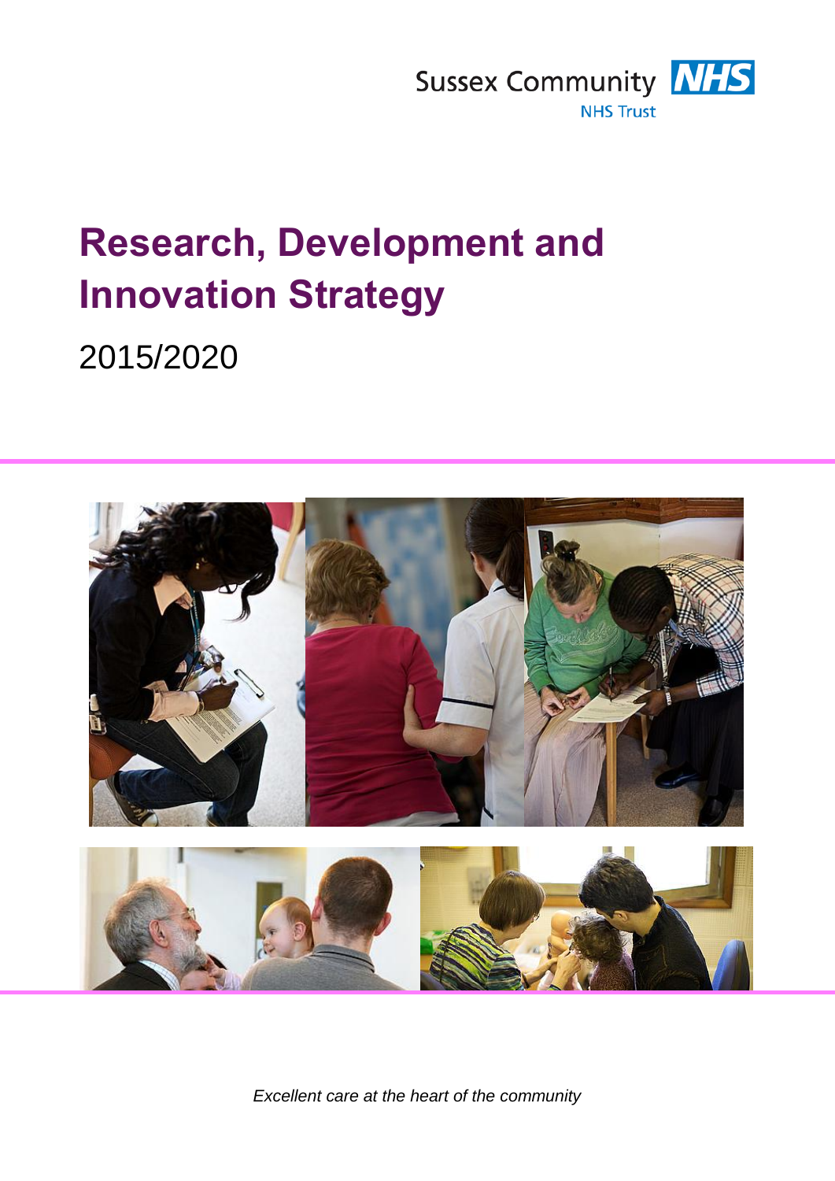Sussex Community NHS

NHS Trust

# Research, Development and Innovation Strategy

## 2015/2020

*Excellent care at the heart of the community*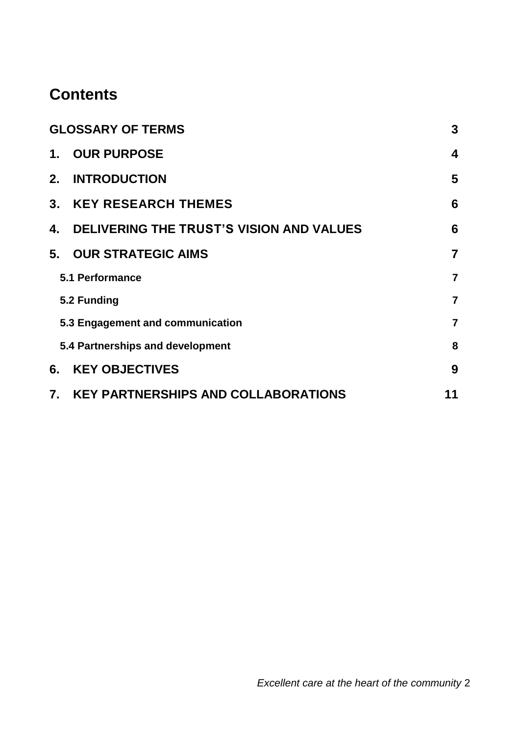# Contents

| | |
|---|---|
| **GLOSSARY OF TERMS** | **3** |
| **1. OUR PURPOSE** | **4** |
| **2. INTRODUCTION** | **5** |
| **3. KEY RESEARCH THEMES** | **6** |
| **4. DELIVERING THE TRUST'S VISION AND VALUES** | **6** |
| **5. OUR STRATEGIC AIMS** | **7** |
| **5.1 Performance** | **7** |
| **5.2 Funding** | **7** |
| **5.3 Engagement and communication** | **7** |
| **5.4 Partnerships and development** | **8** |
| **6. KEY OBJECTIVES** | **9** |
| **7. KEY PARTNERSHIPS AND COLLABORATIONS** | **11** |

*Excellent care at the heart of the community*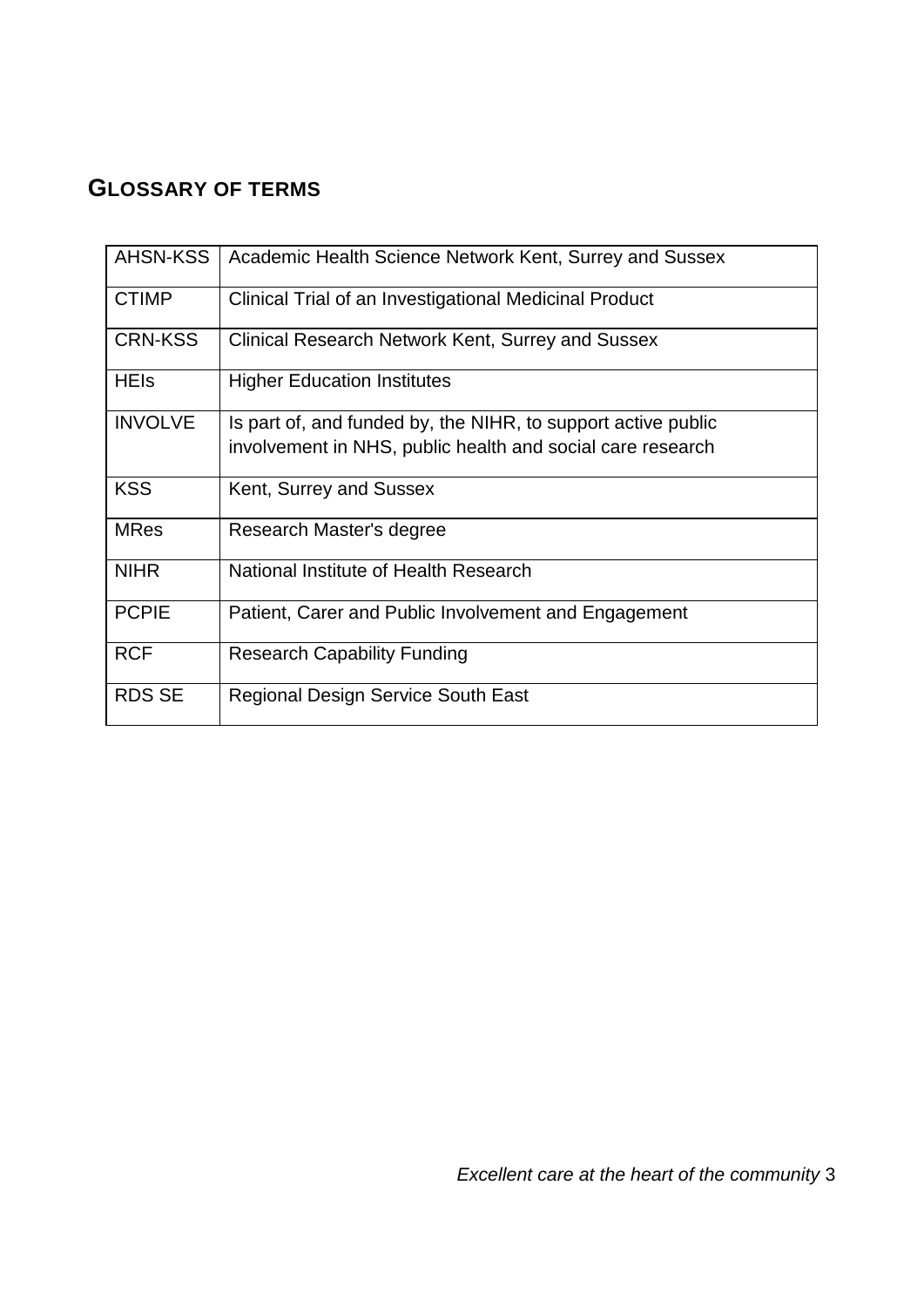## GLOSSARY OF TERMS

| | |
|---|---|
| AHSN-KSS | Academic Health Science Network Kent, Surrey and Sussex |
| CTIMP | Clinical Trial of an Investigational Medicinal Product |
| CRN-KSS | Clinical Research Network Kent, Surrey and Sussex |
| HEIs | Higher Education Institutes |
| INVOLVE | Is part of, and funded by, the NIHR, to support active public involvement in NHS, public health and social care research |
| KSS | Kent, Surrey and Sussex |
| MRes | Research Master's degree |
| NIHR | National Institute of Health Research |
| PCPIE | Patient, Carer and Public Involvement and Engagement |
| RCF | Research Capability Funding |
| RDS SE | Regional Design Service South East |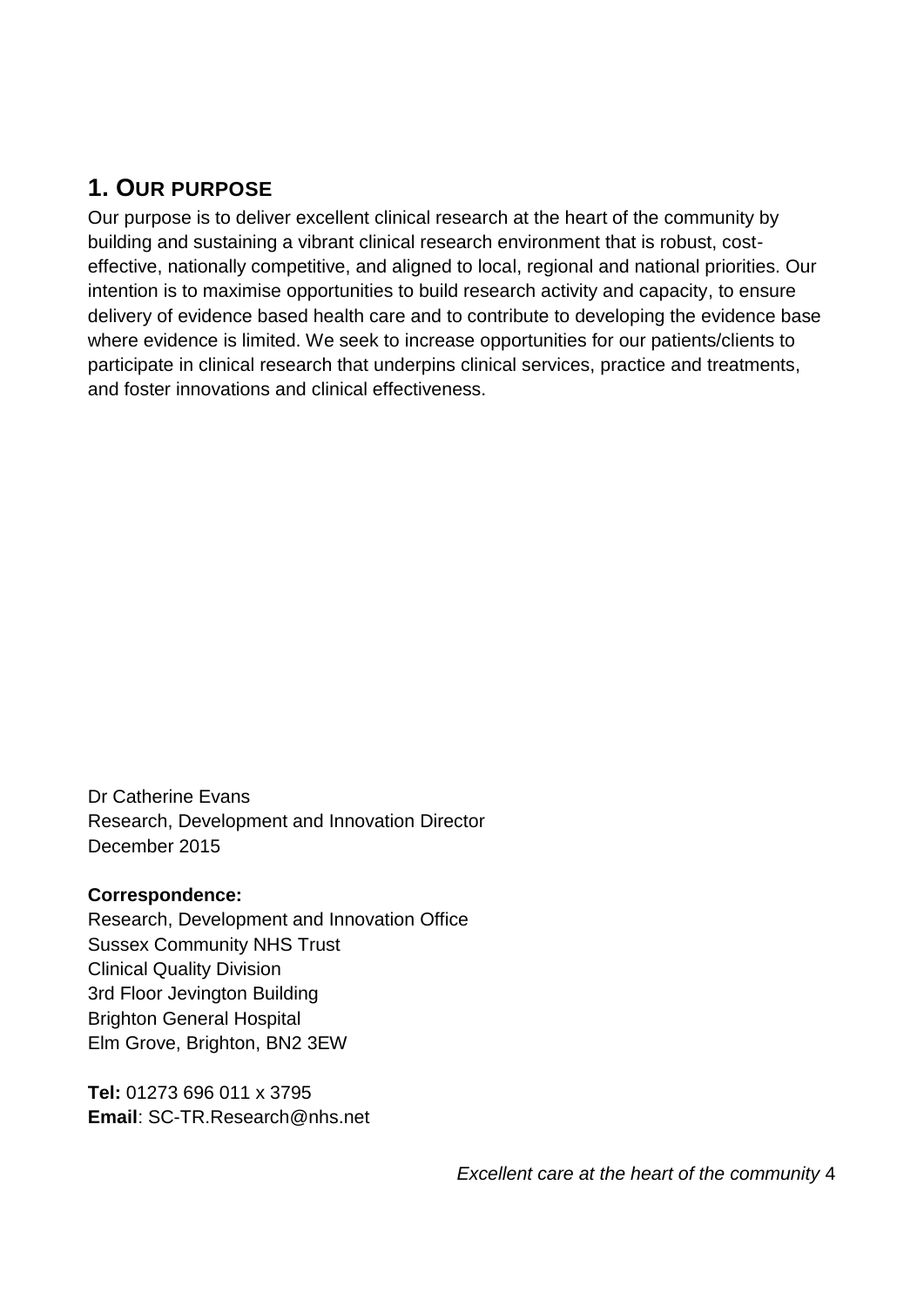## 1. OUR PURPOSE

Our purpose is to deliver excellent clinical research at the heart of the community by building and sustaining a vibrant clinical research environment that is robust, cost-effective, nationally competitive, and aligned to local, regional and national priorities. Our intention is to maximise opportunities to build research activity and capacity, to ensure delivery of evidence based health care and to contribute to developing the evidence base where evidence is limited. We seek to increase opportunities for our patients/clients to participate in clinical research that underpins clinical services, practice and treatments, and foster innovations and clinical effectiveness.

Dr Catherine Evans
Research, Development and Innovation Director
December 2015

**Correspondence:**
Research, Development and Innovation Office
Sussex Community NHS Trust
Clinical Quality Division
3rd Floor Jevington Building
Brighton General Hospital
Elm Grove, Brighton, BN2 3EW

**Tel:** 01273 696 011 x 3795
**Email**: SC-TR.Research@nhs.net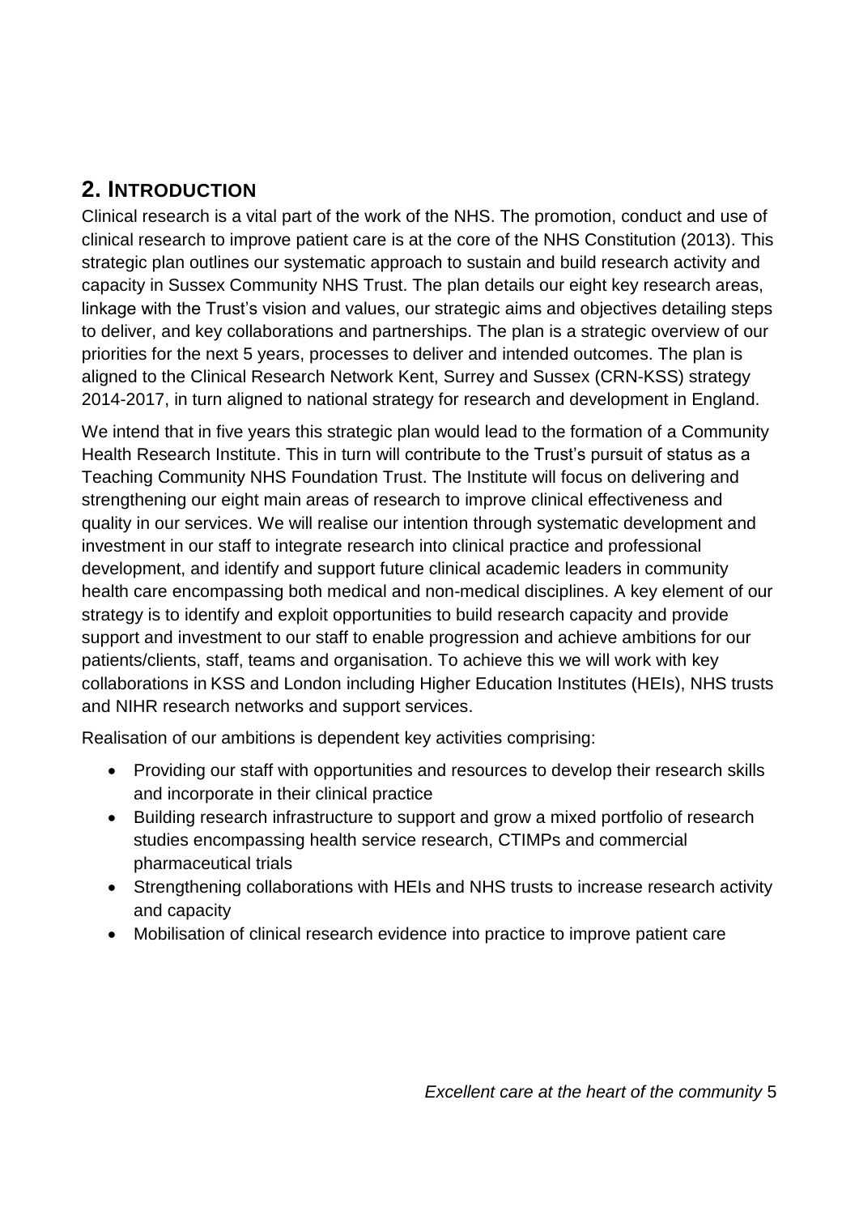## 2. INTRODUCTION

Clinical research is a vital part of the work of the NHS. The promotion, conduct and use of clinical research to improve patient care is at the core of the NHS Constitution (2013). This strategic plan outlines our systematic approach to sustain and build research activity and capacity in Sussex Community NHS Trust. The plan details our eight key research areas, linkage with the Trust's vision and values, our strategic aims and objectives detailing steps to deliver, and key collaborations and partnerships. The plan is a strategic overview of our priorities for the next 5 years, processes to deliver and intended outcomes. The plan is aligned to the Clinical Research Network Kent, Surrey and Sussex (CRN-KSS) strategy 2014-2017, in turn aligned to national strategy for research and development in England.

We intend that in five years this strategic plan would lead to the formation of a Community Health Research Institute. This in turn will contribute to the Trust's pursuit of status as a Teaching Community NHS Foundation Trust. The Institute will focus on delivering and strengthening our eight main areas of research to improve clinical effectiveness and quality in our services. We will realise our intention through systematic development and investment in our staff to integrate research into clinical practice and professional development, and identify and support future clinical academic leaders in community health care encompassing both medical and non-medical disciplines. A key element of our strategy is to identify and exploit opportunities to build research capacity and provide support and investment to our staff to enable progression and achieve ambitions for our patients/clients, staff, teams and organisation. To achieve this we will work with key collaborations in KSS and London including Higher Education Institutes (HEIs), NHS trusts and NIHR research networks and support services.

Realisation of our ambitions is dependent key activities comprising:

- Providing our staff with opportunities and resources to develop their research skills and incorporate in their clinical practice
- Building research infrastructure to support and grow a mixed portfolio of research studies encompassing health service research, CTIMPs and commercial pharmaceutical trials
- Strengthening collaborations with HEIs and NHS trusts to increase research activity and capacity
- Mobilisation of clinical research evidence into practice to improve patient care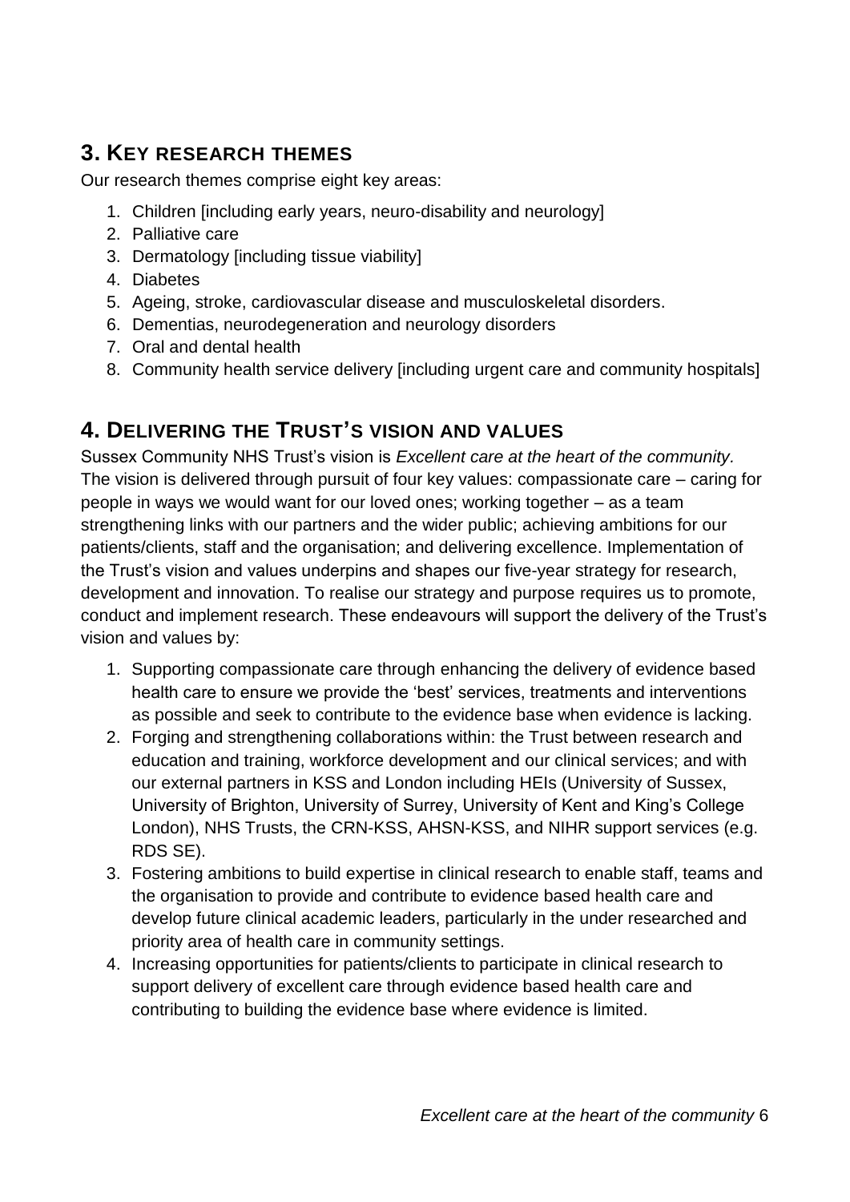## 3. KEY RESEARCH THEMES

Our research themes comprise eight key areas:

1. Children [including early years, neuro-disability and neurology]
2. Palliative care
3. Dermatology [including tissue viability]
4. Diabetes
5. Ageing, stroke, cardiovascular disease and musculoskeletal disorders.
6. Dementias, neurodegeneration and neurology disorders
7. Oral and dental health
8. Community health service delivery [including urgent care and community hospitals]

## 4. DELIVERING THE TRUST'S VISION AND VALUES

Sussex Community NHS Trust's vision is *Excellent care at the heart of the community.* The vision is delivered through pursuit of four key values: compassionate care – caring for people in ways we would want for our loved ones; working together – as a team strengthening links with our partners and the wider public; achieving ambitions for our patients/clients, staff and the organisation; and delivering excellence. Implementation of the Trust's vision and values underpins and shapes our five-year strategy for research, development and innovation. To realise our strategy and purpose requires us to promote, conduct and implement research. These endeavours will support the delivery of the Trust's vision and values by:

1. Supporting compassionate care through enhancing the delivery of evidence based health care to ensure we provide the 'best' services, treatments and interventions as possible and seek to contribute to the evidence base when evidence is lacking.
2. Forging and strengthening collaborations within: the Trust between research and education and training, workforce development and our clinical services; and with our external partners in KSS and London including HEIs (University of Sussex, University of Brighton, University of Surrey, University of Kent and King's College London), NHS Trusts, the CRN-KSS, AHSN-KSS, and NIHR support services (e.g. RDS SE).
3. Fostering ambitions to build expertise in clinical research to enable staff, teams and the organisation to provide and contribute to evidence based health care and develop future clinical academic leaders, particularly in the under researched and priority area of health care in community settings.
4. Increasing opportunities for patients/clients to participate in clinical research to support delivery of excellent care through evidence based health care and contributing to building the evidence base where evidence is limited.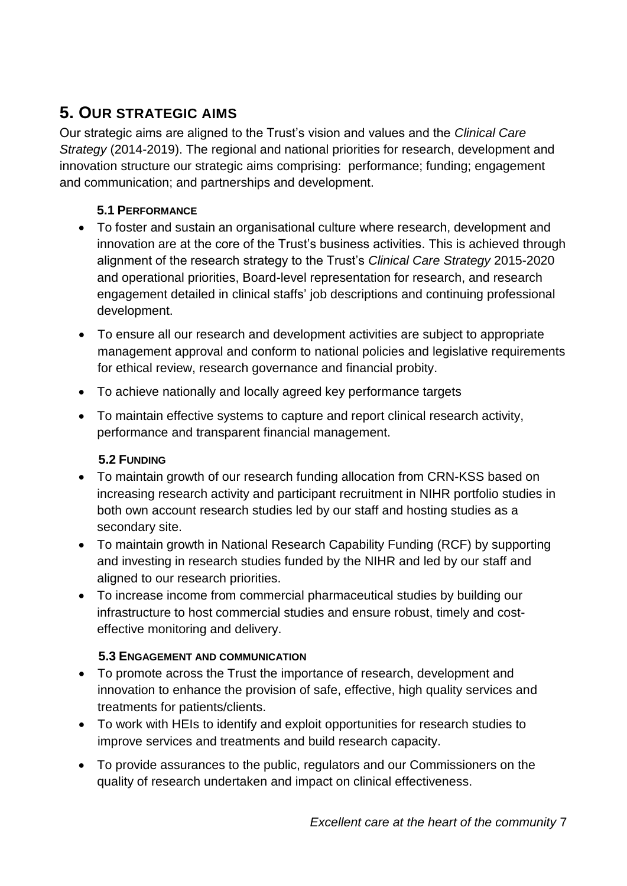## 5. Our strategic aims

Our strategic aims are aligned to the Trust's vision and values and the *Clinical Care Strategy* (2014-2019). The regional and national priorities for research, development and innovation structure our strategic aims comprising: performance; funding; engagement and communication; and partnerships and development.

### 5.1 Performance

- To foster and sustain an organisational culture where research, development and innovation are at the core of the Trust's business activities. This is achieved through alignment of the research strategy to the Trust's *Clinical Care Strategy* 2015-2020 and operational priorities, Board-level representation for research, and research engagement detailed in clinical staffs' job descriptions and continuing professional development.
- To ensure all our research and development activities are subject to appropriate management approval and conform to national policies and legislative requirements for ethical review, research governance and financial probity.
- To achieve nationally and locally agreed key performance targets
- To maintain effective systems to capture and report clinical research activity, performance and transparent financial management.

### 5.2 Funding

- To maintain growth of our research funding allocation from CRN-KSS based on increasing research activity and participant recruitment in NIHR portfolio studies in both own account research studies led by our staff and hosting studies as a secondary site.
- To maintain growth in National Research Capability Funding (RCF) by supporting and investing in research studies funded by the NIHR and led by our staff and aligned to our research priorities.
- To increase income from commercial pharmaceutical studies by building our infrastructure to host commercial studies and ensure robust, timely and cost-effective monitoring and delivery.

### 5.3 Engagement and communication

- To promote across the Trust the importance of research, development and innovation to enhance the provision of safe, effective, high quality services and treatments for patients/clients.
- To work with HEIs to identify and exploit opportunities for research studies to improve services and treatments and build research capacity.
- To provide assurances to the public, regulators and our Commissioners on the quality of research undertaken and impact on clinical effectiveness.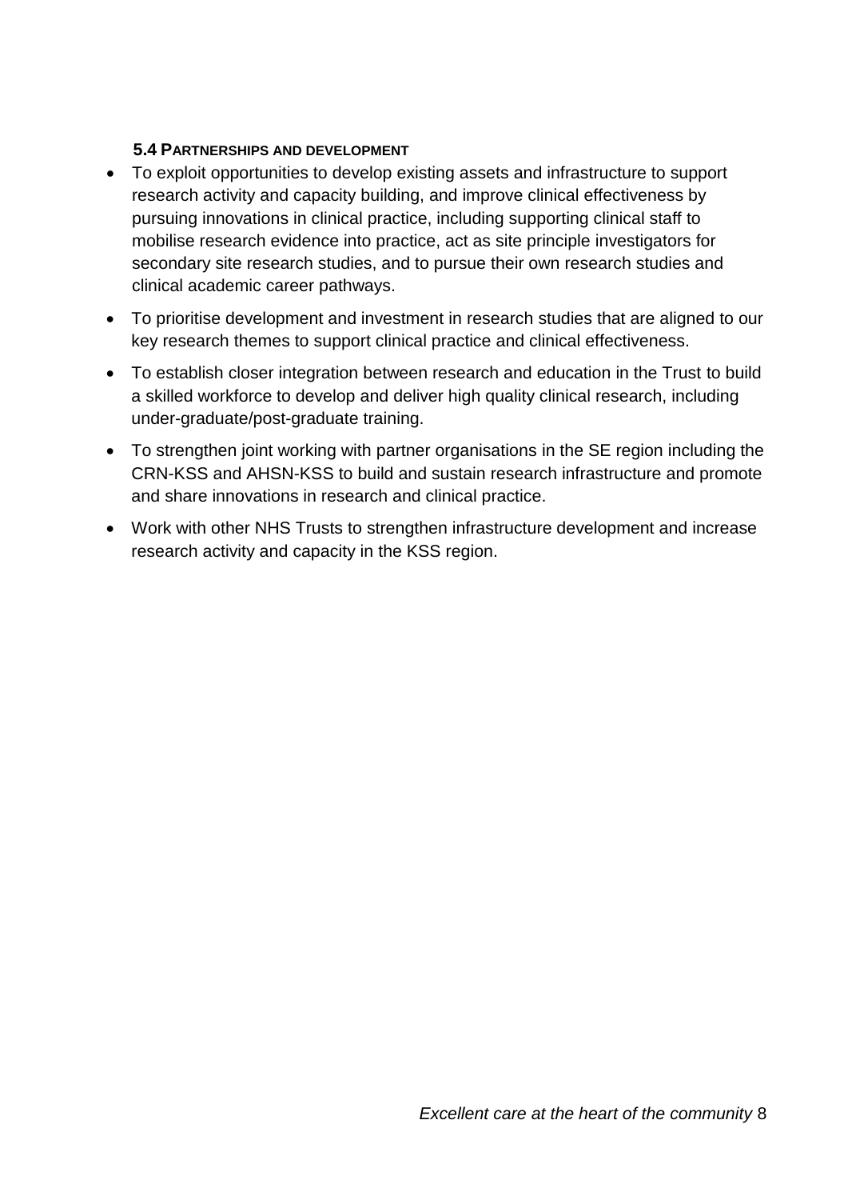### 5.4 Partnerships and development

- To exploit opportunities to develop existing assets and infrastructure to support research activity and capacity building, and improve clinical effectiveness by pursuing innovations in clinical practice, including supporting clinical staff to mobilise research evidence into practice, act as site principle investigators for secondary site research studies, and to pursue their own research studies and clinical academic career pathways.
- To prioritise development and investment in research studies that are aligned to our key research themes to support clinical practice and clinical effectiveness.
- To establish closer integration between research and education in the Trust to build a skilled workforce to develop and deliver high quality clinical research, including under-graduate/post-graduate training.
- To strengthen joint working with partner organisations in the SE region including the CRN-KSS and AHSN-KSS to build and sustain research infrastructure and promote and share innovations in research and clinical practice.
- Work with other NHS Trusts to strengthen infrastructure development and increase research activity and capacity in the KSS region.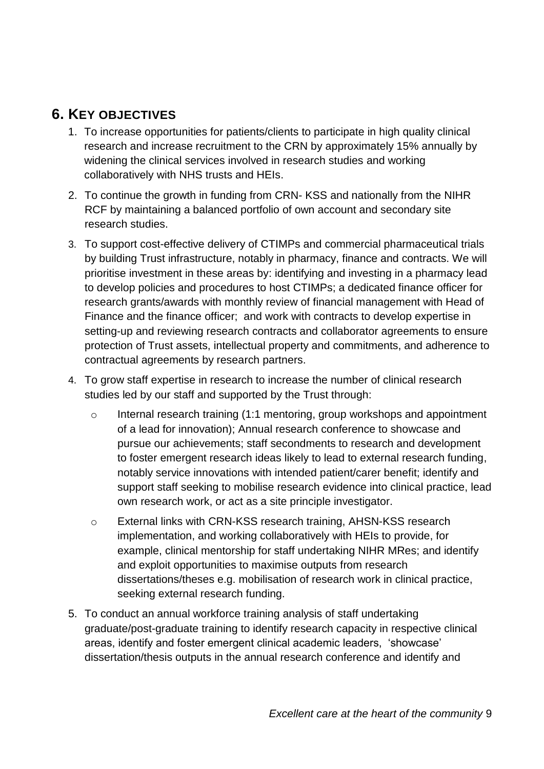## 6. KEY OBJECTIVES

1. To increase opportunities for patients/clients to participate in high quality clinical research and increase recruitment to the CRN by approximately 15% annually by widening the clinical services involved in research studies and working collaboratively with NHS trusts and HEIs.
2. To continue the growth in funding from CRN- KSS and nationally from the NIHR RCF by maintaining a balanced portfolio of own account and secondary site research studies.
3. To support cost-effective delivery of CTIMPs and commercial pharmaceutical trials by building Trust infrastructure, notably in pharmacy, finance and contracts. We will prioritise investment in these areas by: identifying and investing in a pharmacy lead to develop policies and procedures to host CTIMPs; a dedicated finance officer for research grants/awards with monthly review of financial management with Head of Finance and the finance officer; and work with contracts to develop expertise in setting-up and reviewing research contracts and collaborator agreements to ensure protection of Trust assets, intellectual property and commitments, and adherence to contractual agreements by research partners.
4. To grow staff expertise in research to increase the number of clinical research studies led by our staff and supported by the Trust through:
   - Internal research training (1:1 mentoring, group workshops and appointment of a lead for innovation); Annual research conference to showcase and pursue our achievements; staff secondments to research and development to foster emergent research ideas likely to lead to external research funding, notably service innovations with intended patient/carer benefit; identify and support staff seeking to mobilise research evidence into clinical practice, lead own research work, or act as a site principle investigator.
   - External links with CRN-KSS research training, AHSN-KSS research implementation, and working collaboratively with HEIs to provide, for example, clinical mentorship for staff undertaking NIHR MRes; and identify and exploit opportunities to maximise outputs from research dissertations/theses e.g. mobilisation of research work in clinical practice, seeking external research funding.
5. To conduct an annual workforce training analysis of staff undertaking graduate/post-graduate training to identify research capacity in respective clinical areas, identify and foster emergent clinical academic leaders, 'showcase' dissertation/thesis outputs in the annual research conference and identify and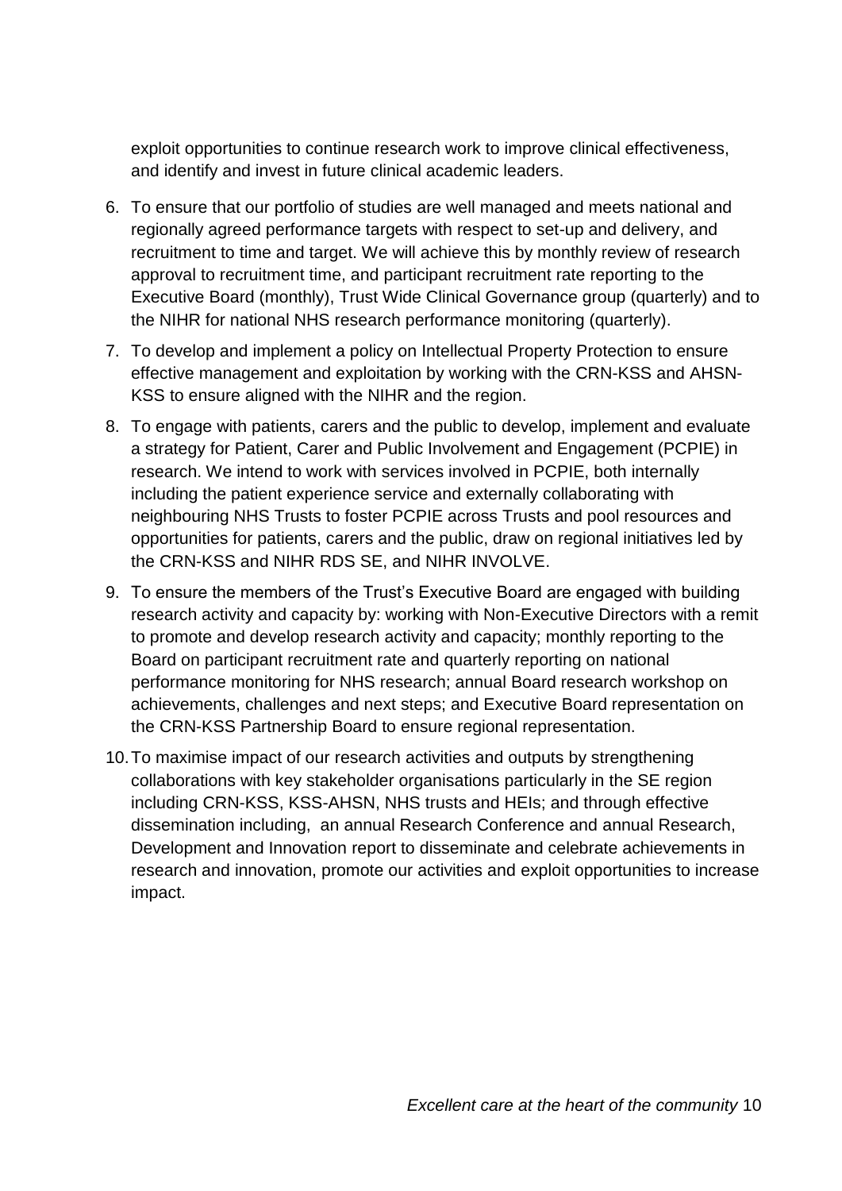exploit opportunities to continue research work to improve clinical effectiveness, and identify and invest in future clinical academic leaders.

6. To ensure that our portfolio of studies are well managed and meets national and regionally agreed performance targets with respect to set-up and delivery, and recruitment to time and target. We will achieve this by monthly review of research approval to recruitment time, and participant recruitment rate reporting to the Executive Board (monthly), Trust Wide Clinical Governance group (quarterly) and to the NIHR for national NHS research performance monitoring (quarterly).
7. To develop and implement a policy on Intellectual Property Protection to ensure effective management and exploitation by working with the CRN-KSS and AHSN-KSS to ensure aligned with the NIHR and the region.
8. To engage with patients, carers and the public to develop, implement and evaluate a strategy for Patient, Carer and Public Involvement and Engagement (PCPIE) in research. We intend to work with services involved in PCPIE, both internally including the patient experience service and externally collaborating with neighbouring NHS Trusts to foster PCPIE across Trusts and pool resources and opportunities for patients, carers and the public, draw on regional initiatives led by the CRN-KSS and NIHR RDS SE, and NIHR INVOLVE.
9. To ensure the members of the Trust's Executive Board are engaged with building research activity and capacity by: working with Non-Executive Directors with a remit to promote and develop research activity and capacity; monthly reporting to the Board on participant recruitment rate and quarterly reporting on national performance monitoring for NHS research; annual Board research workshop on achievements, challenges and next steps; and Executive Board representation on the CRN-KSS Partnership Board to ensure regional representation.
10. To maximise impact of our research activities and outputs by strengthening collaborations with key stakeholder organisations particularly in the SE region including CRN-KSS, KSS-AHSN, NHS trusts and HEIs; and through effective dissemination including, an annual Research Conference and annual Research, Development and Innovation report to disseminate and celebrate achievements in research and innovation, promote our activities and exploit opportunities to increase impact.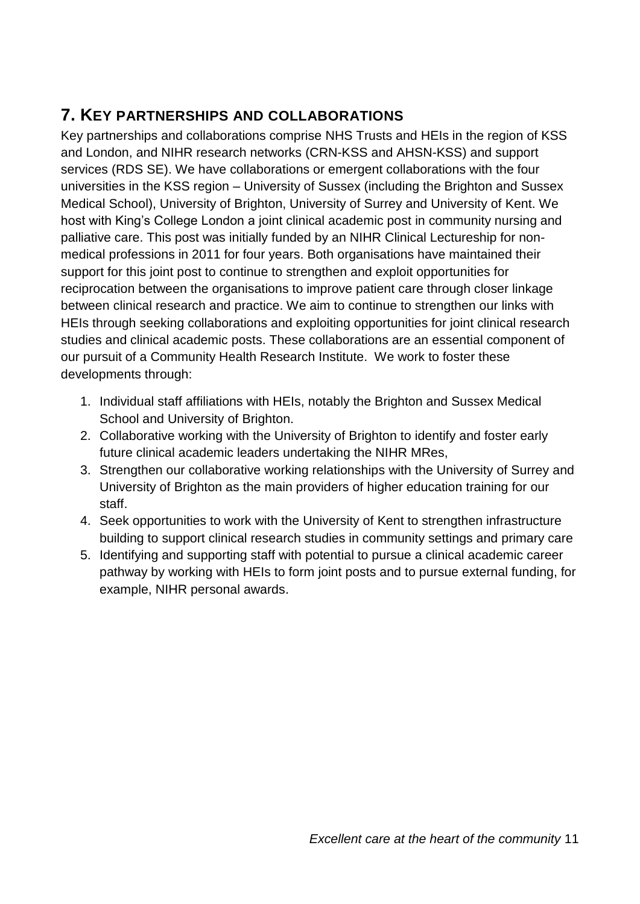## 7. KEY PARTNERSHIPS AND COLLABORATIONS

Key partnerships and collaborations comprise NHS Trusts and HEIs in the region of KSS and London, and NIHR research networks (CRN-KSS and AHSN-KSS) and support services (RDS SE). We have collaborations or emergent collaborations with the four universities in the KSS region – University of Sussex (including the Brighton and Sussex Medical School), University of Brighton, University of Surrey and University of Kent. We host with King's College London a joint clinical academic post in community nursing and palliative care. This post was initially funded by an NIHR Clinical Lectureship for non-medical professions in 2011 for four years. Both organisations have maintained their support for this joint post to continue to strengthen and exploit opportunities for reciprocation between the organisations to improve patient care through closer linkage between clinical research and practice. We aim to continue to strengthen our links with HEIs through seeking collaborations and exploiting opportunities for joint clinical research studies and clinical academic posts. These collaborations are an essential component of our pursuit of a Community Health Research Institute. We work to foster these developments through:

1. Individual staff affiliations with HEIs, notably the Brighton and Sussex Medical School and University of Brighton.
2. Collaborative working with the University of Brighton to identify and foster early future clinical academic leaders undertaking the NIHR MRes,
3. Strengthen our collaborative working relationships with the University of Surrey and University of Brighton as the main providers of higher education training for our staff.
4. Seek opportunities to work with the University of Kent to strengthen infrastructure building to support clinical research studies in community settings and primary care
5. Identifying and supporting staff with potential to pursue a clinical academic career pathway by working with HEIs to form joint posts and to pursue external funding, for example, NIHR personal awards.